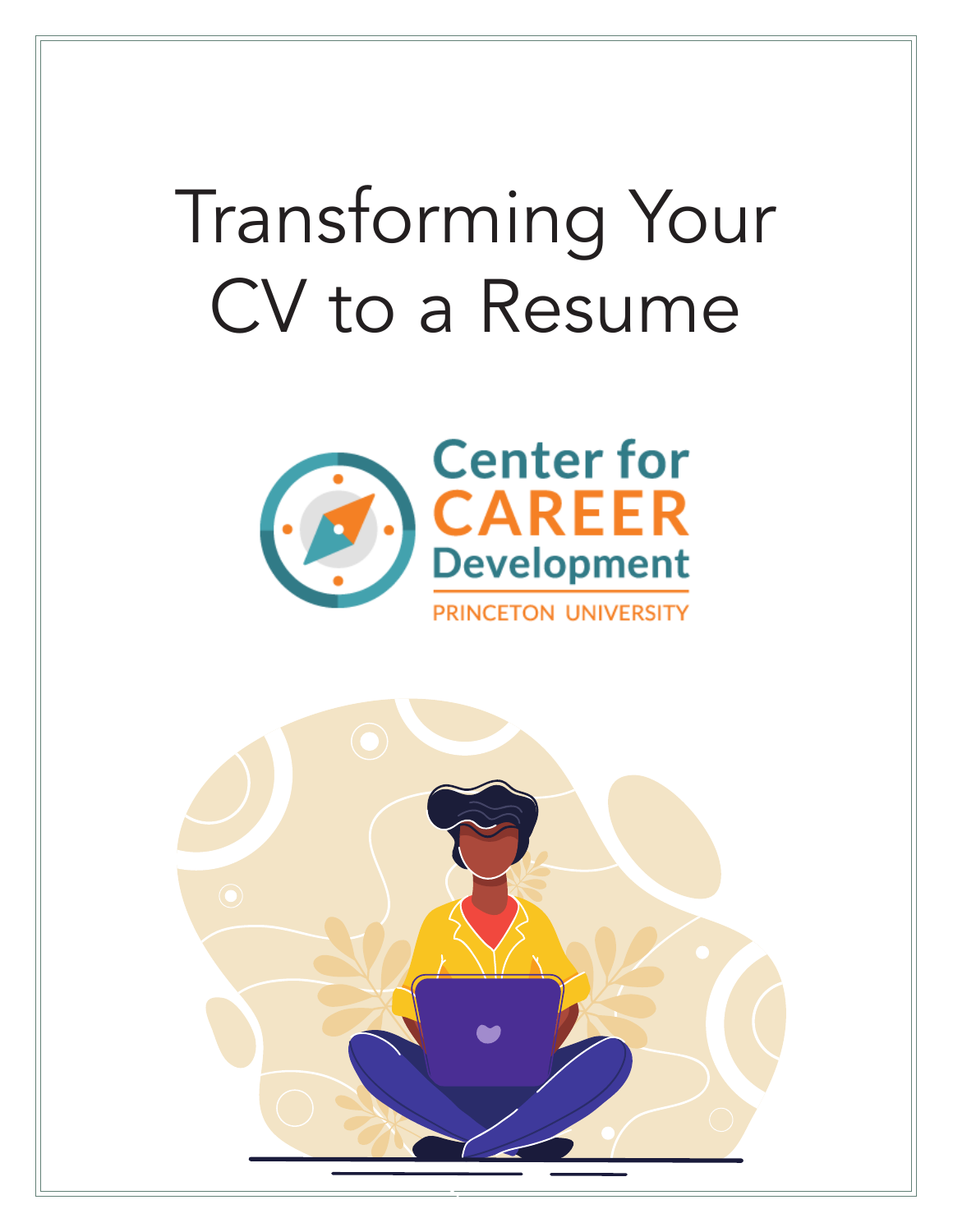# Transforming Your CV to a Resume

Center for CAREER Development

PRINCETON UNIVERSITY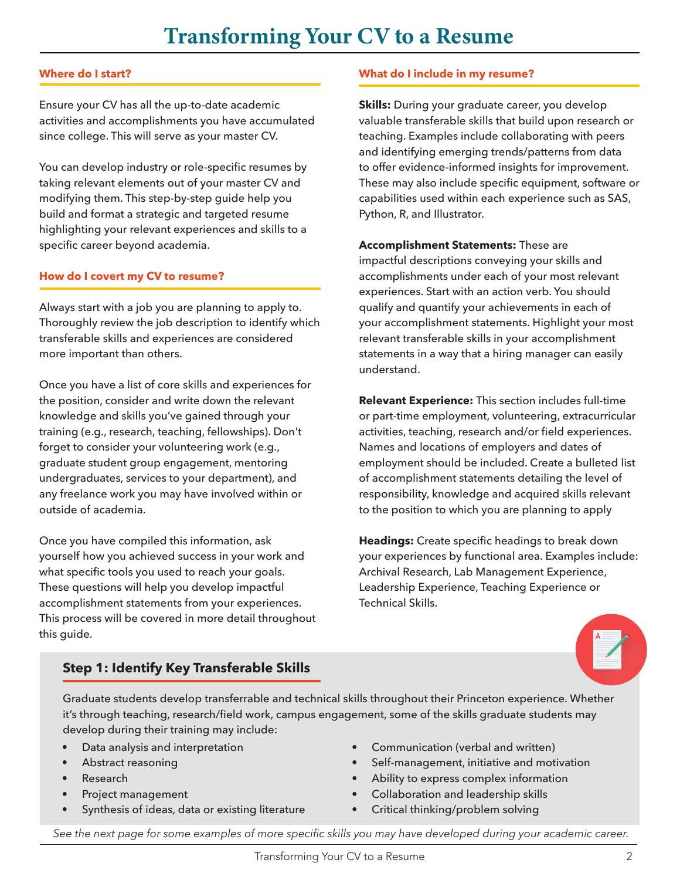# Transforming Your CV to a Resume

### Where do I start?

Ensure your CV has all the up-to-date academic activities and accomplishments you have accumulated since college. This will serve as your master CV.

You can develop industry or role-specific resumes by taking relevant elements out of your master CV and modifying them. This step-by-step guide help you build and format a strategic and targeted resume highlighting your relevant experiences and skills to a specific career beyond academia.

### How do I covert my CV to resume?

Always start with a job you are planning to apply to. Thoroughly review the job description to identify which transferable skills and experiences are considered more important than others.

Once you have a list of core skills and experiences for the position, consider and write down the relevant knowledge and skills you've gained through your training (e.g., research, teaching, fellowships). Don't forget to consider your volunteering work (e.g., graduate student group engagement, mentoring undergraduates, services to your department), and any freelance work you may have involved within or outside of academia.

Once you have compiled this information, ask yourself how you achieved success in your work and what specific tools you used to reach your goals. These questions will help you develop impactful accomplishment statements from your experiences. This process will be covered in more detail throughout this guide.

### What do I include in my resume?

**Skills:** During your graduate career, you develop valuable transferable skills that build upon research or teaching. Examples include collaborating with peers and identifying emerging trends/patterns from data to offer evidence-informed insights for improvement. These may also include specific equipment, software or capabilities used within each experience such as SAS, Python, R, and Illustrator.

**Accomplishment Statements:** These are impactful descriptions conveying your skills and accomplishments under each of your most relevant experiences. Start with an action verb. You should qualify and quantify your achievements in each of your accomplishment statements. Highlight your most relevant transferable skills in your accomplishment statements in a way that a hiring manager can easily understand.

**Relevant Experience:** This section includes full-time or part-time employment, volunteering, extracurricular activities, teaching, research and/or field experiences. Names and locations of employers and dates of employment should be included. Create a bulleted list of accomplishment statements detailing the level of responsibility, knowledge and acquired skills relevant to the position to which you are planning to apply

**Headings:** Create specific headings to break down your experiences by functional area. Examples include: Archival Research, Lab Management Experience, Leadership Experience, Teaching Experience or Technical Skills.

## Step 1: Identify Key Transferable Skills

Graduate students develop transferrable and technical skills throughout their Princeton experience. Whether it's through teaching, research/field work, campus engagement, some of the skills graduate students may develop during their training may include:

- Data analysis and interpretation
- Abstract reasoning
- Research
- Project management
- Synthesis of ideas, data or existing literature
- Communication (verbal and written)
- Self-management, initiative and motivation
- Ability to express complex information
- Collaboration and leadership skills
- Critical thinking/problem solving

*See the next page for some examples of more specific skills you may have developed during your academic career.*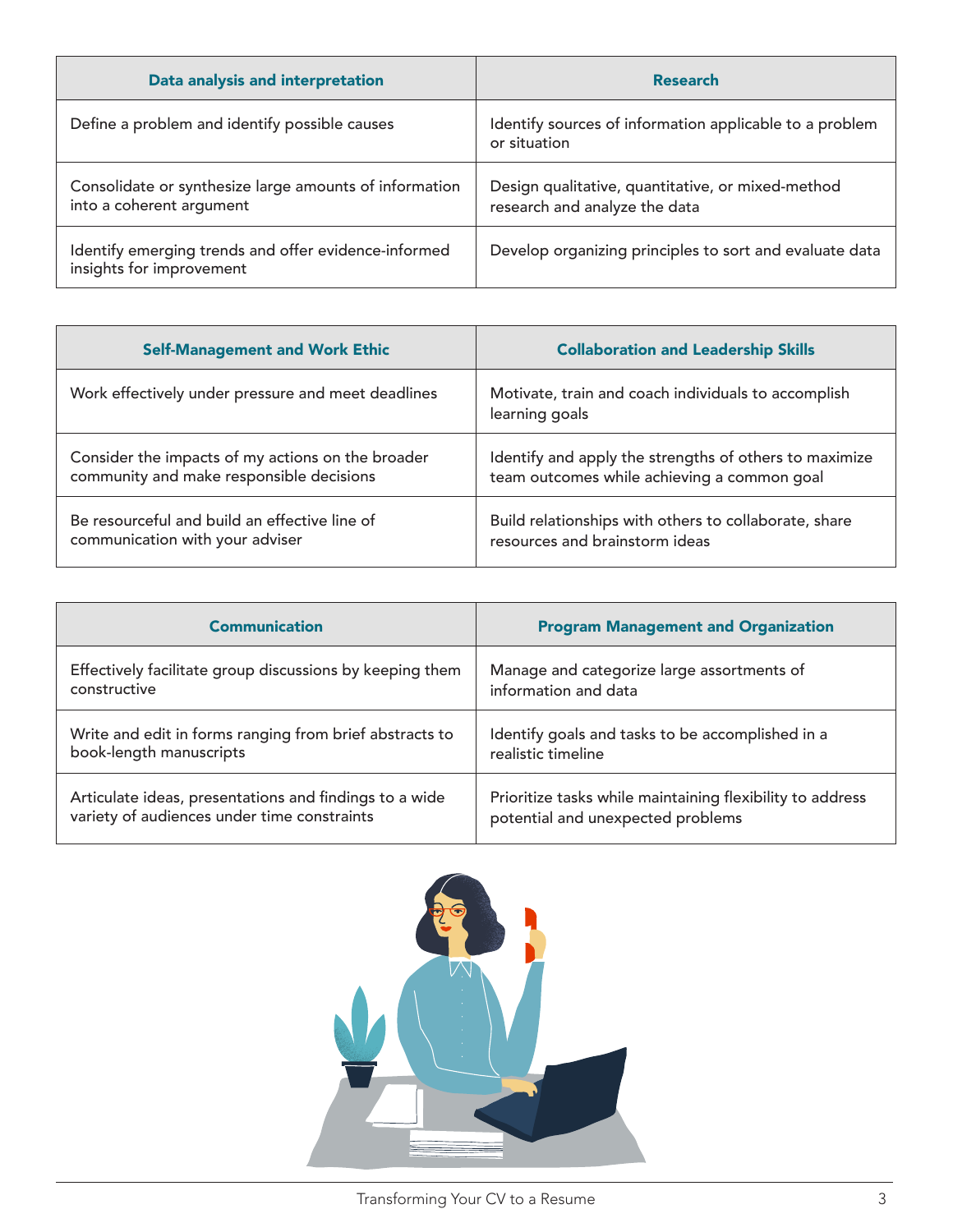| Data analysis and interpretation | Research |
|---|---|
| Define a problem and identify possible causes | Identify sources of information applicable to a problem or situation |
| Consolidate or synthesize large amounts of information into a coherent argument | Design qualitative, quantitative, or mixed-method research and analyze the data |
| Identify emerging trends and offer evidence-informed insights for improvement | Develop organizing principles to sort and evaluate data |

| Self-Management and Work Ethic | Collaboration and Leadership Skills |
|---|---|
| Work effectively under pressure and meet deadlines | Motivate, train and coach individuals to accomplish learning goals |
| Consider the impacts of my actions on the broader community and make responsible decisions | Identify and apply the strengths of others to maximize team outcomes while achieving a common goal |
| Be resourceful and build an effective line of communication with your adviser | Build relationships with others to collaborate, share resources and brainstorm ideas |

| Communication | Program Management and Organization |
|---|---|
| Effectively facilitate group discussions by keeping them constructive | Manage and categorize large assortments of information and data |
| Write and edit in forms ranging from brief abstracts to book-length manuscripts | Identify goals and tasks to be accomplished in a realistic timeline |
| Articulate ideas, presentations and findings to a wide variety of audiences under time constraints | Prioritize tasks while maintaining flexibility to address potential and unexpected problems |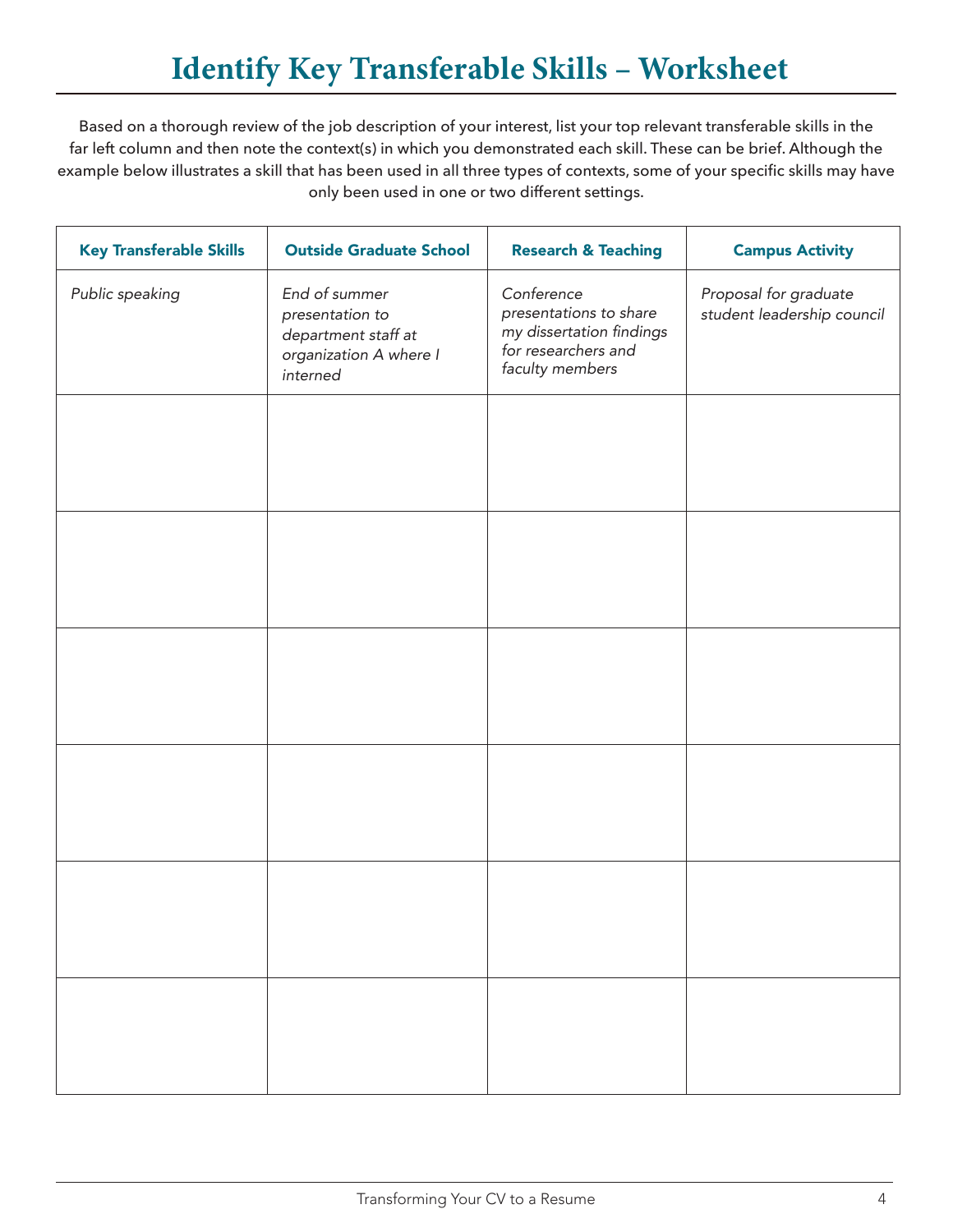# Identify Key Transferable Skills – Worksheet

Based on a thorough review of the job description of your interest, list your top relevant transferable skills in the far left column and then note the context(s) in which you demonstrated each skill. These can be brief. Although the example below illustrates a skill that has been used in all three types of contexts, some of your specific skills may have only been used in one or two different settings.

| Key Transferable Skills | Outside Graduate School | Research & Teaching | Campus Activity |
|---|---|---|---|
| *Public speaking* | *End of summer presentation to department staff at organization A where I interned* | *Conference presentations to share my dissertation findings for researchers and faculty members* | *Proposal for graduate student leadership council* |
| | | | |
| | | | |
| | | | |
| | | | |
| | | | |
| | | | |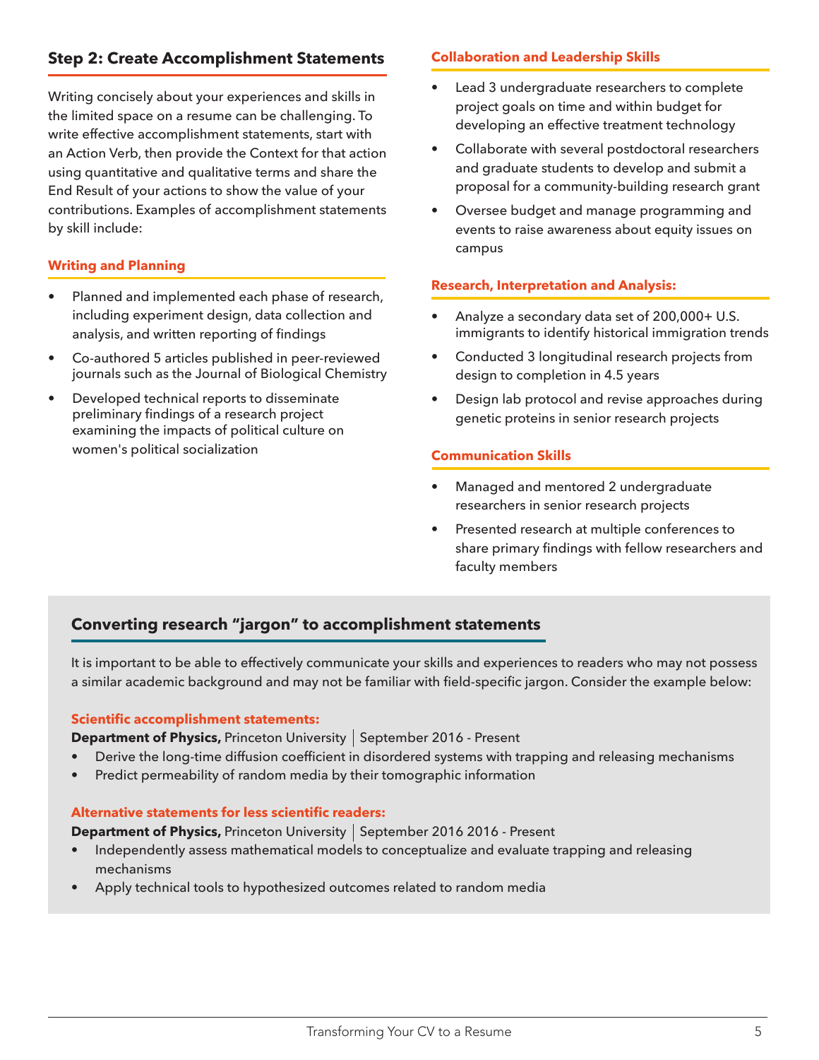## Step 2: Create Accomplishment Statements

Writing concisely about your experiences and skills in the limited space on a resume can be challenging. To write effective accomplishment statements, start with an Action Verb, then provide the Context for that action using quantitative and qualitative terms and share the End Result of your actions to show the value of your contributions. Examples of accomplishment statements by skill include:

### Writing and Planning

- Planned and implemented each phase of research, including experiment design, data collection and analysis, and written reporting of findings
- Co-authored 5 articles published in peer-reviewed journals such as the Journal of Biological Chemistry
- Developed technical reports to disseminate preliminary findings of a research project examining the impacts of political culture on women's political socialization

### Collaboration and Leadership Skills

- Lead 3 undergraduate researchers to complete project goals on time and within budget for developing an effective treatment technology
- Collaborate with several postdoctoral researchers and graduate students to develop and submit a proposal for a community-building research grant
- Oversee budget and manage programming and events to raise awareness about equity issues on campus

### Research, Interpretation and Analysis:

- Analyze a secondary data set of 200,000+ U.S. immigrants to identify historical immigration trends
- Conducted 3 longitudinal research projects from design to completion in 4.5 years
- Design lab protocol and revise approaches during genetic proteins in senior research projects

### Communication Skills

- Managed and mentored 2 undergraduate researchers in senior research projects
- Presented research at multiple conferences to share primary findings with fellow researchers and faculty members

## Converting research "jargon" to accomplishment statements

It is important to be able to effectively communicate your skills and experiences to readers who may not possess a similar academic background and may not be familiar with field-specific jargon. Consider the example below:

### Scientific accomplishment statements:

**Department of Physics,** Princeton University | September 2016 - Present

- Derive the long-time diffusion coefficient in disordered systems with trapping and releasing mechanisms
- Predict permeability of random media by their tomographic information

### Alternative statements for less scientific readers:

**Department of Physics,** Princeton University | September 2016 2016 - Present

- Independently assess mathematical models to conceptualize and evaluate trapping and releasing mechanisms
- Apply technical tools to hypothesized outcomes related to random media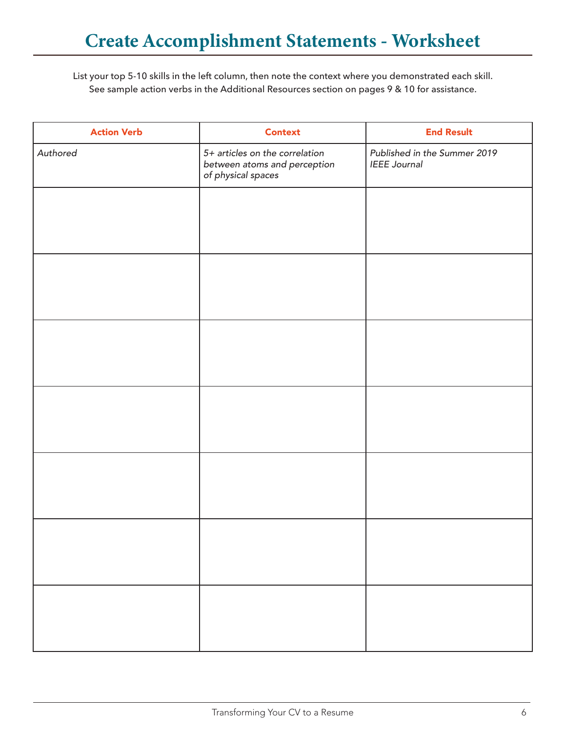# Create Accomplishment Statements - Worksheet

List your top 5-10 skills in the left column, then note the context where you demonstrated each skill. See sample action verbs in the Additional Resources section on pages 9 & 10 for assistance.

| Action Verb | Context | End Result |
| --- | --- | --- |
| *Authored* | *5+ articles on the correlation between atoms and perception of physical spaces* | *Published in the Summer 2019 IEEE Journal* |
| | | |
| | | |
| | | |
| | | |
| | | |
| | | |
| | | |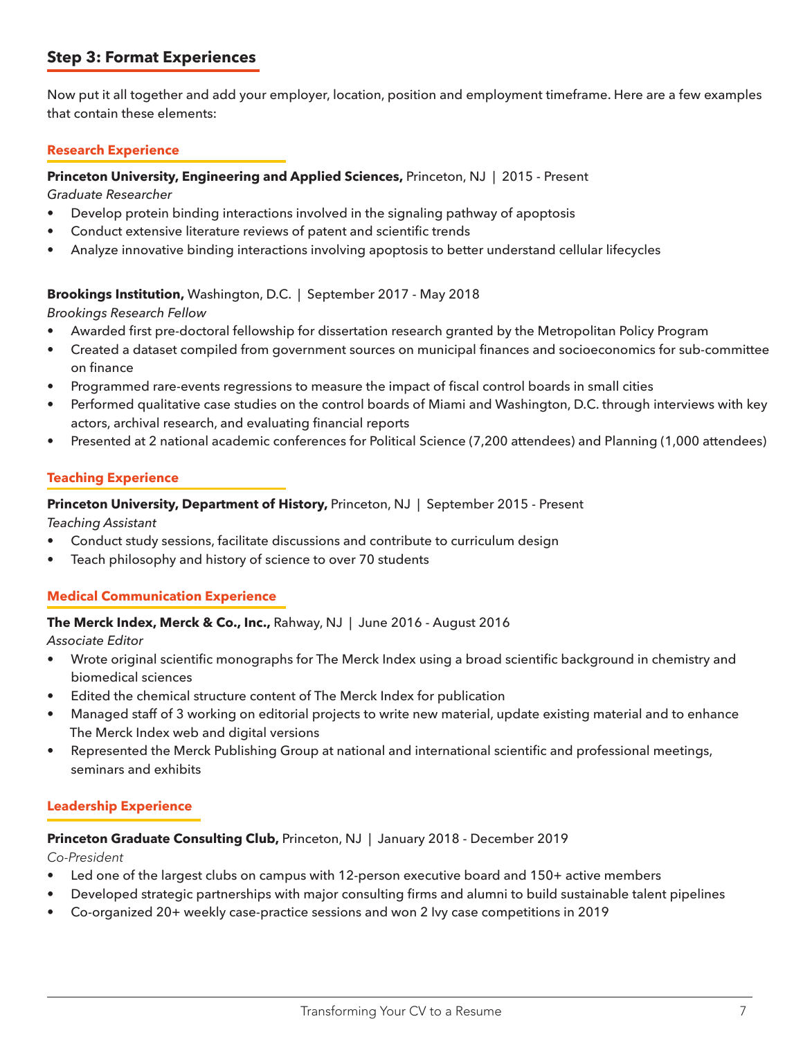## Step 3: Format Experiences

Now put it all together and add your employer, location, position and employment timeframe. Here are a few examples that contain these elements:

### Research Experience

**Princeton University, Engineering and Applied Sciences,** Princeton, NJ | 2015 - Present
*Graduate Researcher*

- Develop protein binding interactions involved in the signaling pathway of apoptosis
- Conduct extensive literature reviews of patent and scientific trends
- Analyze innovative binding interactions involving apoptosis to better understand cellular lifecycles

**Brookings Institution,** Washington, D.C. | September 2017 - May 2018
*Brookings Research Fellow*

- Awarded first pre-doctoral fellowship for dissertation research granted by the Metropolitan Policy Program
- Created a dataset compiled from government sources on municipal finances and socioeconomics for sub-committee on finance
- Programmed rare-events regressions to measure the impact of fiscal control boards in small cities
- Performed qualitative case studies on the control boards of Miami and Washington, D.C. through interviews with key actors, archival research, and evaluating financial reports
- Presented at 2 national academic conferences for Political Science (7,200 attendees) and Planning (1,000 attendees)

### Teaching Experience

**Princeton University, Department of History,** Princeton, NJ | September 2015 - Present
*Teaching Assistant*

- Conduct study sessions, facilitate discussions and contribute to curriculum design
- Teach philosophy and history of science to over 70 students

### Medical Communication Experience

**The Merck Index, Merck & Co., Inc.,** Rahway, NJ | June 2016 - August 2016
*Associate Editor*

- Wrote original scientific monographs for The Merck Index using a broad scientific background in chemistry and biomedical sciences
- Edited the chemical structure content of The Merck Index for publication
- Managed staff of 3 working on editorial projects to write new material, update existing material and to enhance The Merck Index web and digital versions
- Represented the Merck Publishing Group at national and international scientific and professional meetings, seminars and exhibits

### Leadership Experience

**Princeton Graduate Consulting Club,** Princeton, NJ | January 2018 - December 2019
*Co-President*

- Led one of the largest clubs on campus with 12-person executive board and 150+ active members
- Developed strategic partnerships with major consulting firms and alumni to build sustainable talent pipelines
- Co-organized 20+ weekly case-practice sessions and won 2 Ivy case competitions in 2019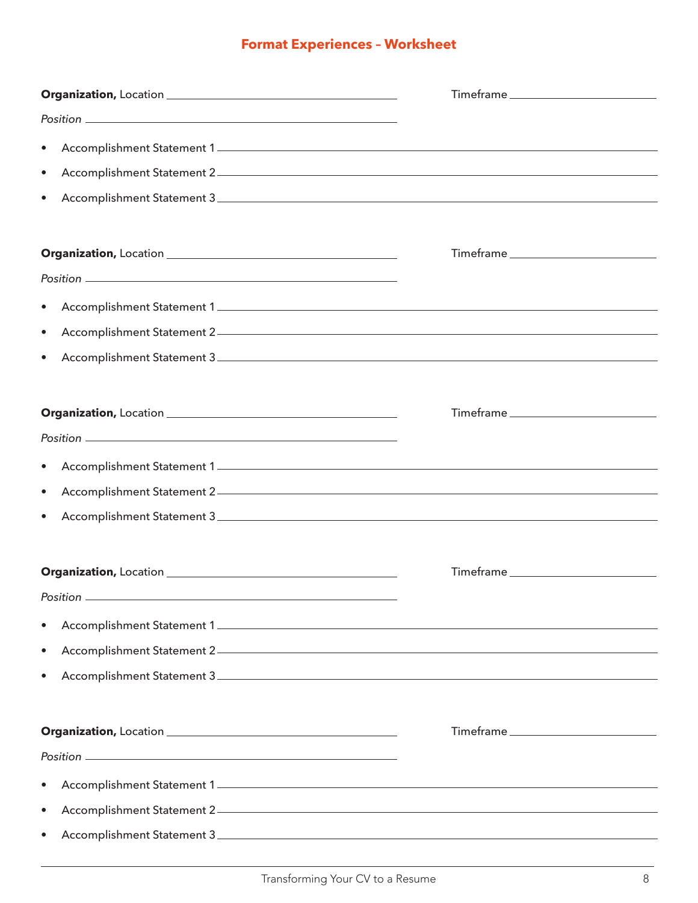## Format Experiences – Worksheet

**Organization,** Location ______________________________ Timeframe ____________________

*Position* ______________________________

- Accomplishment Statement 1 ______________________________
- Accomplishment Statement 2 ______________________________
- Accomplishment Statement 3 ______________________________

**Organization,** Location ______________________________ Timeframe ____________________

*Position* ______________________________

- Accomplishment Statement 1 ______________________________
- Accomplishment Statement 2 ______________________________
- Accomplishment Statement 3 ______________________________

**Organization,** Location ______________________________ Timeframe ____________________

*Position* ______________________________

- Accomplishment Statement 1 ______________________________
- Accomplishment Statement 2 ______________________________
- Accomplishment Statement 3 ______________________________

**Organization,** Location ______________________________ Timeframe ____________________

*Position* ______________________________

- Accomplishment Statement 1 ______________________________
- Accomplishment Statement 2 ______________________________
- Accomplishment Statement 3 ______________________________

**Organization,** Location ______________________________ Timeframe ____________________

*Position* ______________________________

- Accomplishment Statement 1 ______________________________
- Accomplishment Statement 2 ______________________________
- Accomplishment Statement 3 ______________________________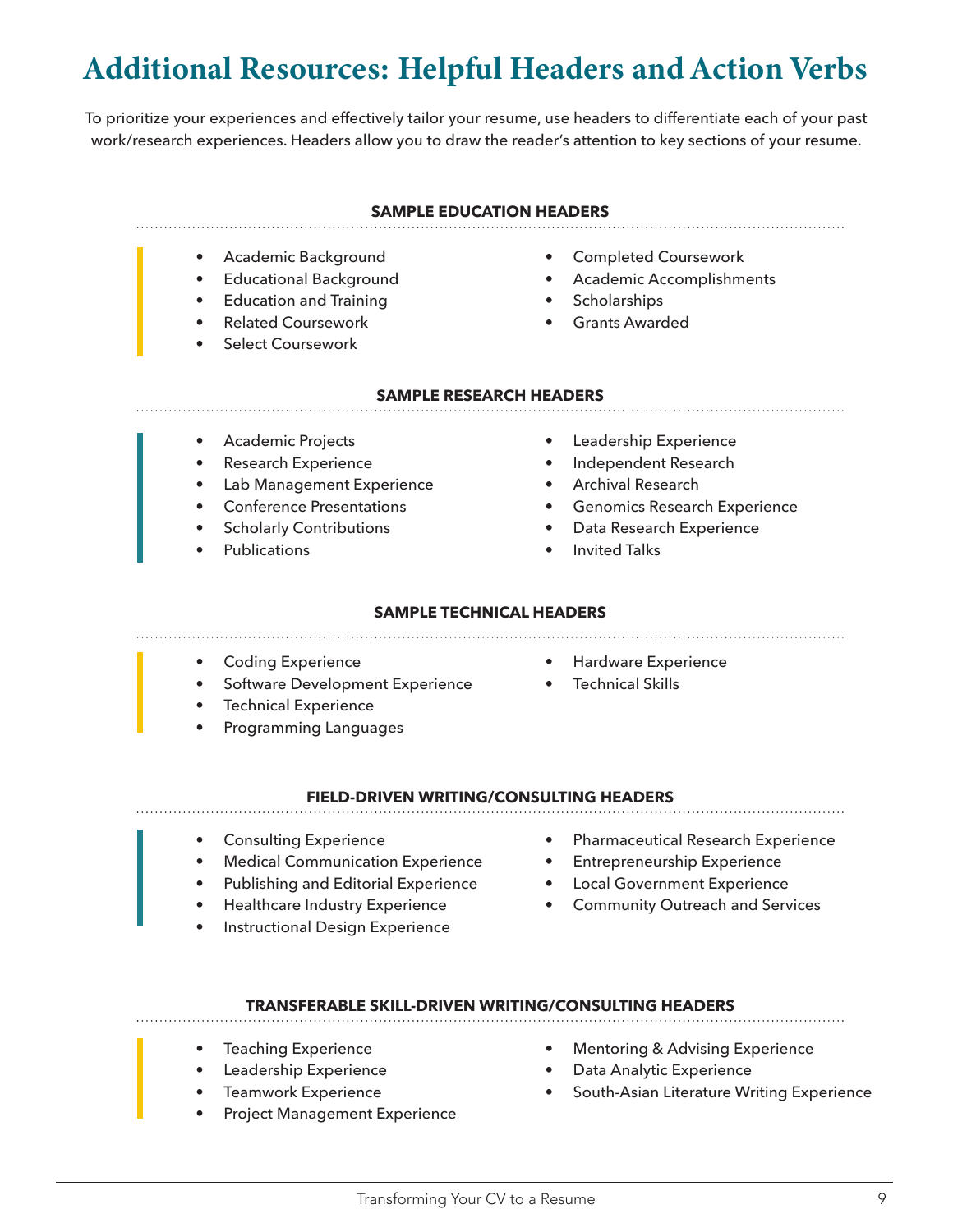# Additional Resources: Helpful Headers and Action Verbs

To prioritize your experiences and effectively tailor your resume, use headers to differentiate each of your past work/research experiences. Headers allow you to draw the reader's attention to key sections of your resume.

### SAMPLE EDUCATION HEADERS

- Academic Background
- Educational Background
- Education and Training
- Related Coursework
- Select Coursework
- Completed Coursework
- Academic Accomplishments
- Scholarships
- Grants Awarded

### SAMPLE RESEARCH HEADERS

- Academic Projects
- Research Experience
- Lab Management Experience
- Conference Presentations
- Scholarly Contributions
- Publications
- Leadership Experience
- Independent Research
- Archival Research
- Genomics Research Experience
- Data Research Experience
- Invited Talks

### SAMPLE TECHNICAL HEADERS

- Coding Experience
- Software Development Experience
- Technical Experience
- Programming Languages
- Hardware Experience
- Technical Skills

### FIELD-DRIVEN WRITING/CONSULTING HEADERS

- Consulting Experience
- Medical Communication Experience
- Publishing and Editorial Experience
- Healthcare Industry Experience
- Instructional Design Experience
- Pharmaceutical Research Experience
- Entrepreneurship Experience
- Local Government Experience
- Community Outreach and Services

### TRANSFERABLE SKILL-DRIVEN WRITING/CONSULTING HEADERS

- Teaching Experience
- Leadership Experience
- Teamwork Experience
- Project Management Experience
- Mentoring & Advising Experience
- Data Analytic Experience
- South-Asian Literature Writing Experience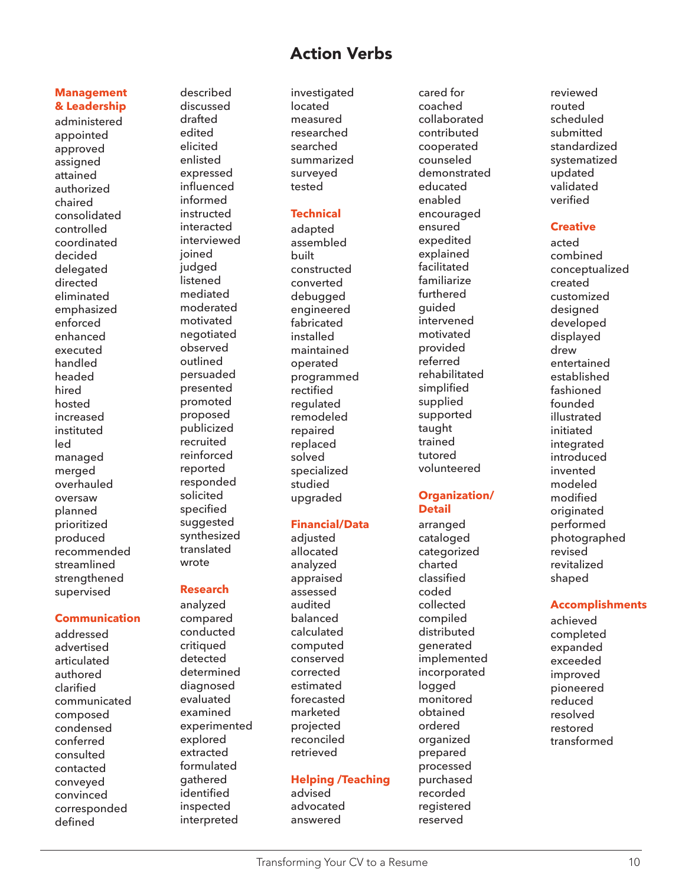# Action Verbs

### Management & Leadership

administered
appointed
approved
assigned
attained
authorized
chaired
consolidated
controlled
coordinated
decided
delegated
directed
eliminated
emphasized
enforced
enhanced
executed
handled
headed
hired
hosted
increased
instituted
led
managed
merged
overhauled
oversaw
planned
prioritized
produced
recommended
streamlined
strengthened
supervised

### Communication

addressed
advertised
articulated
authored
clarified
communicated
composed
condensed
conferred
consulted
contacted
conveyed
convinced
corresponded
defined
described
discussed
drafted
edited
elicited
enlisted
expressed
influenced
informed
instructed
interacted
interviewed
joined
judged
listened
mediated
moderated
motivated
negotiated
observed
outlined
persuaded
presented
promoted
proposed
publicized
recruited
reinforced
reported
responded
solicited
specified
suggested
synthesized
translated
wrote

### Research

analyzed
compared
conducted
critiqued
detected
determined
diagnosed
evaluated
examined
experimented
explored
extracted
formulated
gathered
identified
inspected
interpreted
investigated
located
measured
researched
searched
summarized
surveyed
tested

### Technical

adapted
assembled
built
constructed
converted
debugged
engineered
fabricated
installed
maintained
operated
programmed
rectified
regulated
remodeled
repaired
replaced
solved
specialized
studied
upgraded

### Financial/Data

adjusted
allocated
analyzed
appraised
assessed
audited
balanced
calculated
computed
conserved
corrected
estimated
forecasted
marketed
projected
reconciled
retrieved

### Helping /Teaching

advised
advocated
answered
cared for
coached
collaborated
contributed
cooperated
counseled
demonstrated
educated
enabled
encouraged
ensured
expedited
explained
facilitated
familiarize
furthered
guided
intervened
motivated
provided
referred
rehabilitated
simplified
supplied
supported
taught
trained
tutored
volunteered

### Organization/ Detail

arranged
cataloged
categorized
charted
classified
coded
collected
compiled
distributed
generated
implemented
incorporated
logged
monitored
obtained
ordered
organized
prepared
processed
purchased
recorded
registered
reserved
reviewed
routed
scheduled
submitted
standardized
systematized
updated
validated
verified

### Creative

acted
combined
conceptualized
created
customized
designed
developed
displayed
drew
entertained
established
fashioned
founded
illustrated
initiated
integrated
introduced
invented
modeled
modified
originated
performed
photographed
revised
revitalized
shaped

### Accomplishments

achieved
completed
expanded
exceeded
improved
pioneered
reduced
resolved
restored
transformed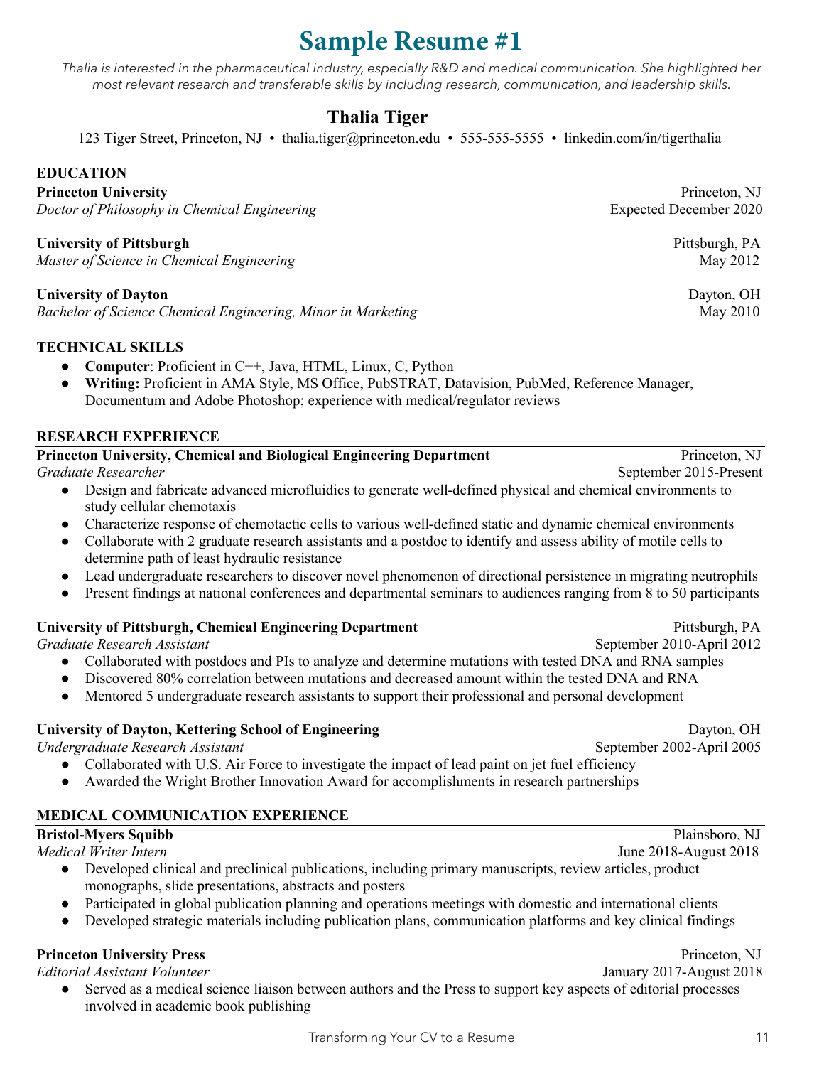# Sample Resume #1

*Thalia is interested in the pharmaceutical industry, especially R&D and medical communication. She highlighted her most relevant research and transferable skills by including research, communication, and leadership skills.*

## Thalia Tiger

123 Tiger Street, Princeton, NJ • thalia.tiger@princeton.edu • 555-555-5555 • linkedin.com/in/tigerthalia

### EDUCATION

**Princeton University** — Princeton, NJ
*Doctor of Philosophy in Chemical Engineering* — Expected December 2020

**University of Pittsburgh** — Pittsburgh, PA
*Master of Science in Chemical Engineering* — May 2012

**University of Dayton** — Dayton, OH
*Bachelor of Science Chemical Engineering, Minor in Marketing* — May 2010

### TECHNICAL SKILLS

- **Computer**: Proficient in C++, Java, HTML, Linux, C, Python
- **Writing:** Proficient in AMA Style, MS Office, PubSTRAT, Datavision, PubMed, Reference Manager, Documentum and Adobe Photoshop; experience with medical/regulator reviews

### RESEARCH EXPERIENCE

**Princeton University, Chemical and Biological Engineering Department** — Princeton, NJ
*Graduate Researcher* — September 2015-Present

- Design and fabricate advanced microfluidics to generate well-defined physical and chemical environments to study cellular chemotaxis
- Characterize response of chemotactic cells to various well-defined static and dynamic chemical environments
- Collaborate with 2 graduate research assistants and a postdoc to identify and assess ability of motile cells to determine path of least hydraulic resistance
- Lead undergraduate researchers to discover novel phenomenon of directional persistence in migrating neutrophils
- Present findings at national conferences and departmental seminars to audiences ranging from 8 to 50 participants

**University of Pittsburgh, Chemical Engineering Department** — Pittsburgh, PA
*Graduate Research Assistant* — September 2010-April 2012

- Collaborated with postdocs and PIs to analyze and determine mutations with tested DNA and RNA samples
- Discovered 80% correlation between mutations and decreased amount within the tested DNA and RNA
- Mentored 5 undergraduate research assistants to support their professional and personal development

**University of Dayton, Kettering School of Engineering** — Dayton, OH
*Undergraduate Research Assistant* — September 2002-April 2005

- Collaborated with U.S. Air Force to investigate the impact of lead paint on jet fuel efficiency
- Awarded the Wright Brother Innovation Award for accomplishments in research partnerships

### MEDICAL COMMUNICATION EXPERIENCE

**Bristol-Myers Squibb** — Plainsboro, NJ
*Medical Writer Intern* — June 2018-August 2018

- Developed clinical and preclinical publications, including primary manuscripts, review articles, product monographs, slide presentations, abstracts and posters
- Participated in global publication planning and operations meetings with domestic and international clients
- Developed strategic materials including publication plans, communication platforms and key clinical findings

**Princeton University Press** — Princeton, NJ
*Editorial Assistant Volunteer* — January 2017-August 2018

- Served as a medical science liaison between authors and the Press to support key aspects of editorial processes involved in academic book publishing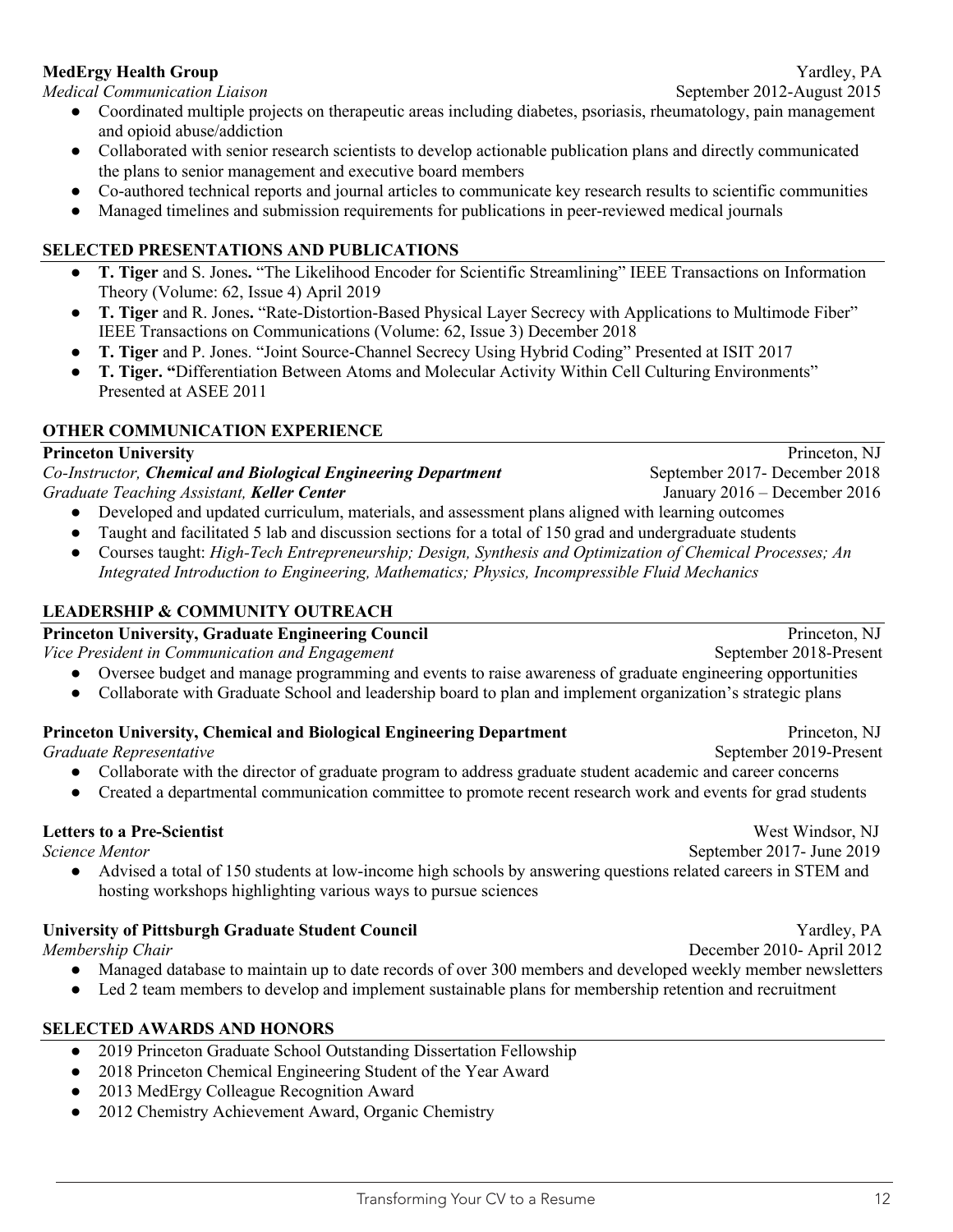**MedErgy Health Group** Yardley, PA
*Medical Communication Liaison* September 2012-August 2015

- Coordinated multiple projects on therapeutic areas including diabetes, psoriasis, rheumatology, pain management and opioid abuse/addiction
- Collaborated with senior research scientists to develop actionable publication plans and directly communicated the plans to senior management and executive board members
- Co-authored technical reports and journal articles to communicate key research results to scientific communities
- Managed timelines and submission requirements for publications in peer-reviewed medical journals

## SELECTED PRESENTATIONS AND PUBLICATIONS

- **T. Tiger** and S. Jones**.** "The Likelihood Encoder for Scientific Streamlining" IEEE Transactions on Information Theory (Volume: 62, Issue 4) April 2019
- **T. Tiger** and R. Jones**.** "Rate-Distortion-Based Physical Layer Secrecy with Applications to Multimode Fiber" IEEE Transactions on Communications (Volume: 62, Issue 3) December 2018
- **T. Tiger** and P. Jones. "Joint Source-Channel Secrecy Using Hybrid Coding" Presented at ISIT 2017
- **T. Tiger. "**Differentiation Between Atoms and Molecular Activity Within Cell Culturing Environments" Presented at ASEE 2011

## OTHER COMMUNICATION EXPERIENCE

**Princeton University** Princeton, NJ
*Co-Instructor, **Chemical and Biological Engineering Department*** September 2017- December 2018
*Graduate Teaching Assistant, **Keller Center*** January 2016 – December 2016

- Developed and updated curriculum, materials, and assessment plans aligned with learning outcomes
- Taught and facilitated 5 lab and discussion sections for a total of 150 grad and undergraduate students
- Courses taught: *High-Tech Entrepreneurship; Design, Synthesis and Optimization of Chemical Processes; An Integrated Introduction to Engineering, Mathematics; Physics, Incompressible Fluid Mechanics*

## LEADERSHIP & COMMUNITY OUTREACH

**Princeton University, Graduate Engineering Council** Princeton, NJ
*Vice President in Communication and Engagement* September 2018-Present

- Oversee budget and manage programming and events to raise awareness of graduate engineering opportunities
- Collaborate with Graduate School and leadership board to plan and implement organization's strategic plans

**Princeton University, Chemical and Biological Engineering Department** Princeton, NJ
*Graduate Representative* September 2019-Present

- Collaborate with the director of graduate program to address graduate student academic and career concerns
- Created a departmental communication committee to promote recent research work and events for grad students

**Letters to a Pre-Scientist** West Windsor, NJ
*Science Mentor* September 2017- June 2019

- Advised a total of 150 students at low-income high schools by answering questions related careers in STEM and hosting workshops highlighting various ways to pursue sciences

**University of Pittsburgh Graduate Student Council** Yardley, PA
*Membership Chair* December 2010- April 2012

- Managed database to maintain up to date records of over 300 members and developed weekly member newsletters
- Led 2 team members to develop and implement sustainable plans for membership retention and recruitment

## SELECTED AWARDS AND HONORS

- 2019 Princeton Graduate School Outstanding Dissertation Fellowship
- 2018 Princeton Chemical Engineering Student of the Year Award
- 2013 MedErgy Colleague Recognition Award
- 2012 Chemistry Achievement Award, Organic Chemistry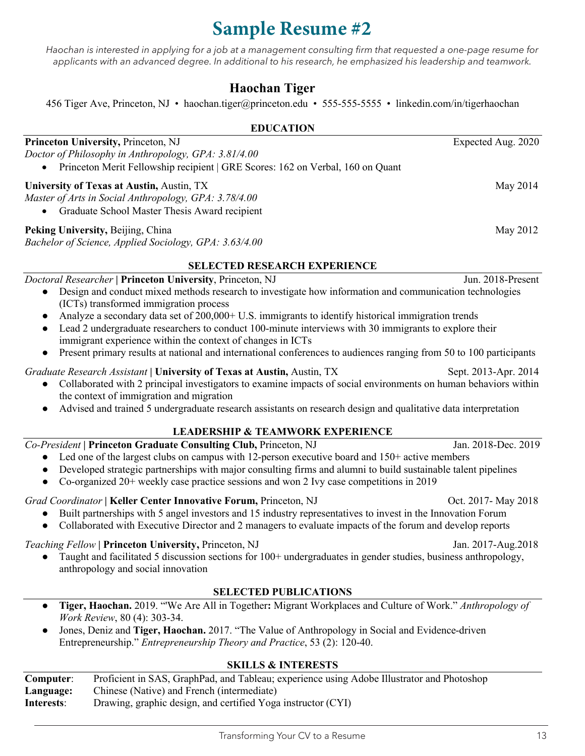# Sample Resume #2

*Haochan is interested in applying for a job at a management consulting firm that requested a one-page resume for applicants with an advanced degree. In additional to his research, he emphasized his leadership and teamwork.*

## Haochan Tiger

456 Tiger Ave, Princeton, NJ • haochan.tiger@princeton.edu • 555-555-5555 • linkedin.com/in/tigerhaochan

### EDUCATION

**Princeton University,** Princeton, NJ — Expected Aug. 2020
*Doctor of Philosophy in Anthropology, GPA: 3.81/4.00*

- Princeton Merit Fellowship recipient | GRE Scores: 162 on Verbal, 160 on Quant

**University of Texas at Austin,** Austin, TX — May 2014
*Master of Arts in Social Anthropology, GPA: 3.78/4.00*

- Graduate School Master Thesis Award recipient

**Peking University,** Beijing, China — May 2012
*Bachelor of Science, Applied Sociology, GPA: 3.63/4.00*

### SELECTED RESEARCH EXPERIENCE

*Doctoral Researcher* | **Princeton University**, Princeton, NJ — Jun. 2018-Present

- Design and conduct mixed methods research to investigate how information and communication technologies (ICTs) transformed immigration process
- Analyze a secondary data set of 200,000+ U.S. immigrants to identify historical immigration trends
- Lead 2 undergraduate researchers to conduct 100-minute interviews with 30 immigrants to explore their immigrant experience within the context of changes in ICTs
- Present primary results at national and international conferences to audiences ranging from 50 to 100 participants

*Graduate Research Assistant* | **University of Texas at Austin,** Austin, TX — Sept. 2013-Apr. 2014

- Collaborated with 2 principal investigators to examine impacts of social environments on human behaviors within the context of immigration and migration
- Advised and trained 5 undergraduate research assistants on research design and qualitative data interpretation

### LEADERSHIP & TEAMWORK EXPERIENCE

*Co-President* | **Princeton Graduate Consulting Club,** Princeton, NJ — Jan. 2018-Dec. 2019

- Led one of the largest clubs on campus with 12-person executive board and 150+ active members
- Developed strategic partnerships with major consulting firms and alumni to build sustainable talent pipelines
- Co-organized 20+ weekly case practice sessions and won 2 Ivy case competitions in 2019

*Grad Coordinator* | **Keller Center Innovative Forum,** Princeton, NJ — Oct. 2017- May 2018

- Built partnerships with 5 angel investors and 15 industry representatives to invest in the Innovation Forum
- Collaborated with Executive Director and 2 managers to evaluate impacts of the forum and develop reports

*Teaching Fellow* | **Princeton University,** Princeton, NJ — Jan. 2017-Aug.2018

- Taught and facilitated 5 discussion sections for 100+ undergraduates in gender studies, business anthropology, anthropology and social innovation

### SELECTED PUBLICATIONS

- **Tiger, Haochan.** 2019. "'We Are All in Together**:** Migrant Workplaces and Culture of Work." *Anthropology of Work Review*, 80 (4): 303-34.
- Jones, Deniz and **Tiger, Haochan.** 2017. "The Value of Anthropology in Social and Evidence-driven Entrepreneurship." *Entrepreneurship Theory and Practice*, 53 (2): 120-40.

### SKILLS & INTERESTS

| | |
|---|---|
| **Computer**: | Proficient in SAS, GraphPad, and Tableau; experience using Adobe Illustrator and Photoshop |
| **Language:** | Chinese (Native) and French (intermediate) |
| **Interests**: | Drawing, graphic design, and certified Yoga instructor (CYI) |